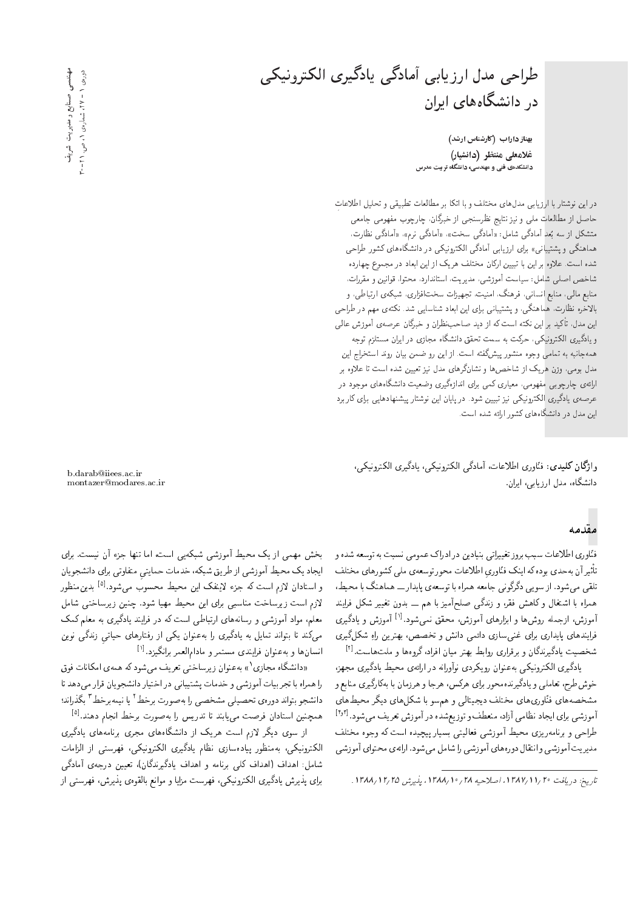# طراحی مدل ارزیابی آمادگی یادگیری الکترونیکی در دانشگاه‌های ایران

**بهناز داراب (کارشناس ارشد)**
**غلامعلی منتظر (دانشیار)**
**دانشکده‌ی فنی و مهندسی، دانشگاه تربیت مدرس**

در این نوشتار با ارزیابی مدل‌های مختلف و با اتکا بر مطالعات تطبیقی و تحلیل اطلاعات حاصل از مطالعات ملی و نیز نتایج نظرسنجی از خبرگان، چارچوب مفهومی جامعی متشکل از سه بُعد آمادگی شامل: «آمادگی سخت»، «آمادگی نرم»، «آمادگی نظارت، هماهنگی و پشتیبانی» برای ارزیابی آمادگی الکترونیکی در دانشگاه‌های کشور طراحی شده است. علاوه بر این با تبیین ارکان مختلف هریک از این ابعاد در مجموع چهارده شاخص اصلی شامل: سیاست آموزشی، مدیریت، استاندارد، محتوا، قوانین و مقررات، منابع مالی، منابع انسانی، فرهنگ، امنیت، تجهیزات سخت‌افزاری، شبکه‌ی ارتباطی، و بالاخره نظارت، هماهنگی، و پشتیبانی برای این ابعاد شناسایی شد. نکته‌ی مهم در طراحی این مدل، تأکید بر این نکته است که از دید صاحب‌نظران و خبرگان عرصه‌ی آموزش عالی و یادگیری الکترونیکی، حرکت به سمت تحقق دانشگاه مجازی در ایران مستلزم توجه همه‌جانبه به تمامی وجوه منشور پیش‌گفته است. از این رو ضمن بیان روند استخراج این مدل بومی، وزن هریک از شاخص‌ها و نشانگرهای مدل نیز تعیین شده است تا علاوه بر ارائه‌ی چارچوبی مفهومی، معیاری کمی برای اندازه‌گیری وضعیت دانشگاه‌های موجود در عرصه‌ی یادگیری الکترونیکی نیز تبیین شود. در پایان این نوشتار پیشنهادهایی برای کاربرد این مدل در دانشگاه‌های کشور ارائه شده است.

**واژگان کلیدی:** فناوری اطلاعات، آمادگی الکترونیکی، یادگیری الکترونیکی، دانشگاه، مدل ارزیابی، ایران.

b.darab@iiees.ac.ir
montazer@modares.ac.ir

## مقدمه

فناوری اطلاعات سبب بروز تغییراتی بنیادین در ادراک عمومی نسبت به توسعه شده و تأثیر آن به‌حدی بوده که اینک فناوری اطلاعات محورتوسعه‌ی ملی کشورهای مختلف تلقی می‌شود. از سویی دگرگونی جامعه همراه با توسعه‌ی پایدار ــ هماهنگ با محیط، همراه با اشتغال و کاهش فقر، و زندگی صلح‌آمیز با هم ــ بدون تغییر شکل فرایند آموزش، ازجمله روش‌ها و ابزارهای آموزش، محقق نمی‌شود.[1] آموزش و یادگیری فرایندهای پایداری برای غنی‌سازی دائمی دانش و تخصص، بهترین راهِ شکل‌گیری شخصیت یادگیرندگان و برقراری روابط بهتر میان افراد، گروه‌ها و ملت‌هاست.[2]

یادگیری الکترونیکی به‌عنوان رویکردی نوآورانه در ارائه‌ی محیط یادگیری مجهز، خوش‌طرح، تعاملی و یادگیرنده‌محور برای هرکس، هرجا و هرزمان با به‌کارگیری منابع و مشخصه‌های فناوری‌های مختلف دیجیتالی و هم‌سو با شکل‌های دیگر محیط‌های آموزشی برای ایجاد نظامی آزاد، منعطف و توزیع‌شده در آموزش تعریف می‌شود.[3و4] طراحی و برنامه‌ریزی محیط آموزشی فعالیتی بسیار پیچیده است که وجوه مختلف مدیریت آموزشی و انتقال دوره‌های آموزشی را شامل می‌شود. ارائه‌ی محتوای آموزشی بخش مهمی از یک محیط آموزشی شبکه‌یی است، اما تنها جزء آن نیست. برای ایجاد یک محیط آموزشی از طریق شبکه، خدمات حمایتیِ متفاوتی برای دانشجویان و استادان لازم است که جزء لاینفک این محیط محسوب می‌شود.[5] بدین‌منظور لازم است زیرساخت مناسبی برای این محیط مهیا شود. چنین زیرساختی شامل معلم، مواد آموزشی و رسانه‌های ارتباطی است که در فرایند یادگیری به معلم کمک می‌کند تا بتواند تمایل به یادگیری را به‌عنوان یکی از رفتارهای حیاتیِ زندگی نوین انسان‌ها و به‌عنوان فرایندی مستمر و مادام‌العمر برانگیزد.[1]

«دانشگاه مجازی[1]» به‌عنوان زیرساختی تعریف می‌شود که همه‌ی امکانات فوق را همراه با تجربیات آموزشی و خدمات پشتیبانی در اختیار دانشجویان قرار می‌دهد تا دانشجو بتواند دوره‌ی تحصیلی مشخصی را به‌صورت برخط[2] یا نیمه‌برخط[3] بگذراند؛ همچنین استادان فرصت می‌یابند تا تدریس را به‌صورت برخط انجام دهند.[5]

از سوی دیگر لازم است هریک از دانشگاه‌های مجری برنامه‌های یادگیری الکترونیکی، به‌منظور پیاده‌سازی نظام یادگیری الکترونیکی، فهرستی از الزامات شامل: اهداف (اهداف کلی برنامه و اهداف یادگیرندگان)، تعیین درجه‌ی آمادگی برای پذیرش یادگیری الکترونیکی، فهرست مزایا و موانع بالقوه‌ی پذیرش، فهرستی از

*تاریخ: دریافت ۱۳۸۷/۱۱/۲۰، اصلاحیه ۱۳۸۸/۱۰/۲۸، پذیرش ۱۳۸۸/۱۲/۲۵.*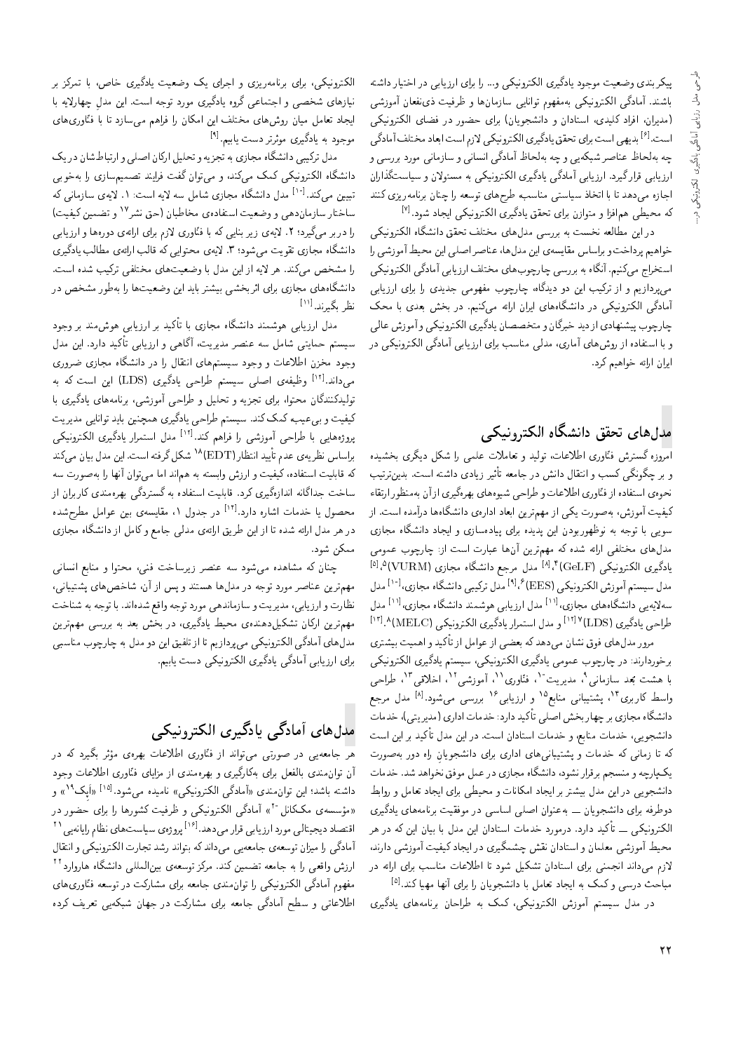پیکربندی وضعیت موجود یادگیری الکترونیکی و... را برای ارزیابی در اختیار داشته باشند. آمادگی الکترونیکی به‌مفهوم توانایی سازمان‌ها و ظرفیت ذی‌نفعان آموزشی (مدیران، افراد کلیدی، استادان و دانشجویان) برای حضور در فضای الکترونیکی است.[6] بدیهی است برای تحقق یادگیری الکترونیکی لازم است ابعاد مختلف آمادگی چه به‌لحاظ عناصر شبکه‌یی و چه به‌لحاظ آمادگی انسانی و سازمانی مورد بررسی و ارزیابی قرار گیرد. ارزیابی آمادگی یادگیری الکترونیکی به مسئولان و سیاست‌گذاران اجازه می‌دهد تا با اتخاذ سیاستی مناسب طرح‌های توسعه را چنان برنامه‌ریزی کنند که محیطی هم‌افزا و متوازن برای تحقق یادگیری الکترونیکی ایجاد شود.[7]

در این مطالعه نخست به بررسی مدل‌های مختلف تحقق دانشگاه الکترونیکی خواهیم پرداخت و براساس مقایسه‌ی این مدل‌ها، عناصر اصلی این محیط آموزشی را استخراج می‌کنیم. آنگاه به بررسی چارچوب‌های مختلف ارزیابی آمادگی الکترونیکی می‌پردازیم و از ترکیب این دو دیدگاه، چارچوب مفهومی جدیدی را برای ارزیابی آمادگی الکترونیکی در دانشگاه‌های ایران ارائه می‌کنیم. در بخش بعدی با محک چارچوب پیشنهادی از دید خبرگان و متخصصان یادگیری الکترونیکی و آموزش عالی و با استفاده از روش‌های آماری، مدلی مناسب برای ارزیابی آمادگی الکترونیکی در ایران ارائه خواهیم کرد.

## مدل‌های تحقق دانشگاه الکترونیکی

امروزه گسترش فناوری اطلاعات، تولید و تعاملات علمی را شکل دیگری بخشیده و بر چگونگی کسب و انتقال دانش در جامعه تأثیر زیادی داشته است. بدین‌ترتیب نحوه‌ی استفاده از فناوری اطلاعات و طراحی شیوه‌های بهره‌گیری از آن به‌منظور ارتقاء کیفیت آموزش، به‌صورت یکی از مهم‌ترین ابعاد اداره‌ی دانشگاه‌ها درآمده است. از سویی با توجه به نوظهوربودن این پدیده برای پیاده‌سازی و ایجاد دانشگاه مجازی مدل‌های مختلفی ارائه شده که مهم‌ترین آن‌ها عبارت است از: چارچوب عمومی یادگیری الکترونیکی (GeLF)[4]،[8] مدل مرجع دانشگاه مجازی (VURM)[5]،[5] مدل سیستم آموزش الکترونیکی (EES)[6]،[9] مدل ترکیبی دانشگاه مجازی،[10] مدل سه‌لایه‌یی دانشگاه‌های مجازی،[11] مدل ارزیابی هوشمند دانشگاه مجازی،[11] مدل طراحی یادگیری (LDS)[7][12] و مدل استمرار یادگیری الکترونیکی (MELC)[8].[13]

مرور مدل‌های فوق نشان می‌دهد که بعضی از عوامل از تأکید و اهمیت بیشتری برخوردارند: در چارچوب عمومی یادگیری الکترونیکی، سیستم یادگیری الکترونیکی با هشت بُعد سازمانی[9]، مدیریت[10]، فناوری[11]، آموزشی[12]، اخلاقی[13]، طراحی واسط کاربری[14]، پشتیبانی منابع[15] و ارزیابی[16] بررسی می‌شود.[8] مدل مرجع دانشگاه مجازی بر چهار بخش اصلی تأکید دارد: خدمات اداری (مدیریتی)، خدمات دانشجویی، خدمات منابع، و خدمات استادان است. در این مدل تأکید بر این است که تا زمانی که خدمات و پشتیبانی‌های اداری برای دانشجویان راه دور به‌صورت یکپارچه و منسجم برقرار نشود، دانشگاه مجازی در عمل موفق نخواهد شد. خدمات دانشجویی در این مدل بیشتر بر ایجاد امکانات و محیطی برای ایجاد تعامل و روابط دوطرفه برای دانشجویان ـــ به‌عنوان اصلی اساسی در موفقیت برنامه‌های یادگیری الکترونیکی ـــ تأکید دارد. درمورد خدمات استادان این مدل با بیان این که در هر محیط آموزشی معلمان و استادان نقش چشمگیری در ایجاد کیفیت آموزشی دارند، لازم می‌داند انجمنی برای استادان تشکیل شود تا اطلاعات مناسب برای ارائه در مباحث درسی و کمک به ایجاد تعامل با دانشجویان را برای آنها مهیا کند.[5]

در مدل سیستم آموزش الکترونیکی، کمک به طراحان برنامه‌های یادگیری الکترونیکی، برای برنامه‌ریزی و اجرای یک وضعیت یادگیری خاص، با تمرکز بر نیازهای شخصی و اجتماعی گروه یادگیری مورد توجه است. این مدل چهارلایه با ایجاد تعامل میان روش‌های مختلف این امکان را فراهم می‌سازد تا با فناوری‌های موجود به یادگیری موثرتر دست یابیم.[9]

مدل ترکیبی دانشگاه مجازی به تجزیه و تحلیل ارکان اصلی و ارتباط‌شان در یک دانشگاه الکترونیکی کمک می‌کند، و می‌توان گفت فرایند تصمیم‌سازی را به‌خوبی تبیین می‌کند.[10] مدل دانشگاه مجازی شامل سه لایه است: ۱. لایه‌ی سازمانی که ساختار سازمان‌دهی و وضعیت استفاده‌ی مخاطبان (حق نشر[17] و تضمین کیفیت) را دربر می‌گیرد؛ ۲. لایه‌ی زیر بنایی که با فناوری لازم برای ارائه‌ی دوره‌ها و ارزیابی دانشگاه مجازی تقویت می‌شود؛ ۳. لایه‌ی محتوایی که قالب ارائه‌ی مطالب یادگیری را مشخص می‌کند. هر لایه از این مدل با وضعیت‌های مختلفی ترکیب شده است. دانشگاه‌های مجازی برای اثربخشی بیشتر باید این وضعیت‌ها را به‌طور مشخص در نظر بگیرند.[11]

مدل ارزیابی هوشمند دانشگاه مجازی با تأکید بر ارزیابی هوش‌مند بر وجود سیستم حمایتی شامل سه عنصر مدیریت، آگاهی و ارزیابی تأکید دارد. این مدل وجود مخزن اطلاعات و وجود سیستم‌های انتقال را در دانشگاه مجازی ضروری می‌داند.[12] وظیفه‌ی اصلی سیستم طراحی یادگیری (LDS) این است که به تولیدکنندگان محتوا، برای تجزیه و تحلیل و طراحی آموزشی، برنامه‌های یادگیری با کیفیت و بی‌عیب کمک کند. سیستم طراحی یادگیری همچنین باید توانایی مدیریت پروژه‌هایی با طراحی آموزشی را فراهم کند.[13] مدل استمرار یادگیری الکترونیکی براساس نظریه‌ی عدم تأیید انتظار (EDT)[18] شکل گرفته است. این مدل بیان می‌کند که قابلیت استفاده، کیفیت و ارزش وابسته به هم‌اند اما می‌توان آنها را به‌صورت سه ساخت جداگانه اندازه‌گیری کرد. قابلیت استفاده به گستردگی بهره‌مندی کاربران از محصول یا خدمات اشاره دارد.[14] در جدول ۱، مقایسه‌ی بین عوامل مطرح‌شده در هر مدل ارائه شده تا از این طریق ارائه‌ی مدلی جامع و کامل از دانشگاه مجازی ممکن شود.

چنان که مشاهده می‌شود سه عنصر زیرساخت فنی، محتوا و منابع انسانی مهم‌ترین عناصر مورد توجه در مدل‌ها هستند و پس از آن، شاخص‌های پشتیبانی، نظارت و ارزیابی، مدیریت و سازمان‌دهی مورد توجه واقع شده‌اند. با توجه به شناخت مهم‌ترین ارکان تشکیل‌دهنده‌ی محیط یادگیری، در بخش بعد با بررسی مهم‌ترین مدل‌های آمادگی الکترونیکی می‌پردازیم تا از تلفیق این دو مدل به چارچوب مناسبی برای ارزیابی آمادگی یادگیری الکترونیکی دست یابیم.

## مدل‌های آمادگی یادگیری الکترونیکی

هر جامعه‌یی در صورتی می‌تواند از فناوری اطلاعات بهره‌ی مؤثر بگیرد که در آن توان‌مندی بالفعل برای به‌کارگیری و بهره‌مندی از مزایای فناوری اطلاعات وجود داشته باشد؛ این توان‌مندی «آمادگی الکترونیکی» نامیده می‌شود.[15] «اِیک[19]» و «مؤسسه‌ی مک‌کانل[20]» آمادگی الکترونیکی و ظرفیت کشورها را برای حضور در اقتصاد دیجیتالی مورد ارزیابی قرار می‌دهد.[16] پروژه‌ی سیاست‌های نظام رایانه‌یی[21] آمادگی را میزان توسعه‌ی جامعه‌یی می‌داند که بتواند رشد تجارت الکترونیکی و انتقال ارزش واقعی را به جامعه تضمین کند. مرکز توسعه‌ی بین‌المللی دانشگاه هاروارد[22] مفهوم آمادگی الکترونیکی را توان‌مندی جامعه برای مشارکت در توسعه فناوری‌های اطلاعاتی و سطح آمادگی جامعه برای مشارکت در جهان شبکه‌یی تعریف کرده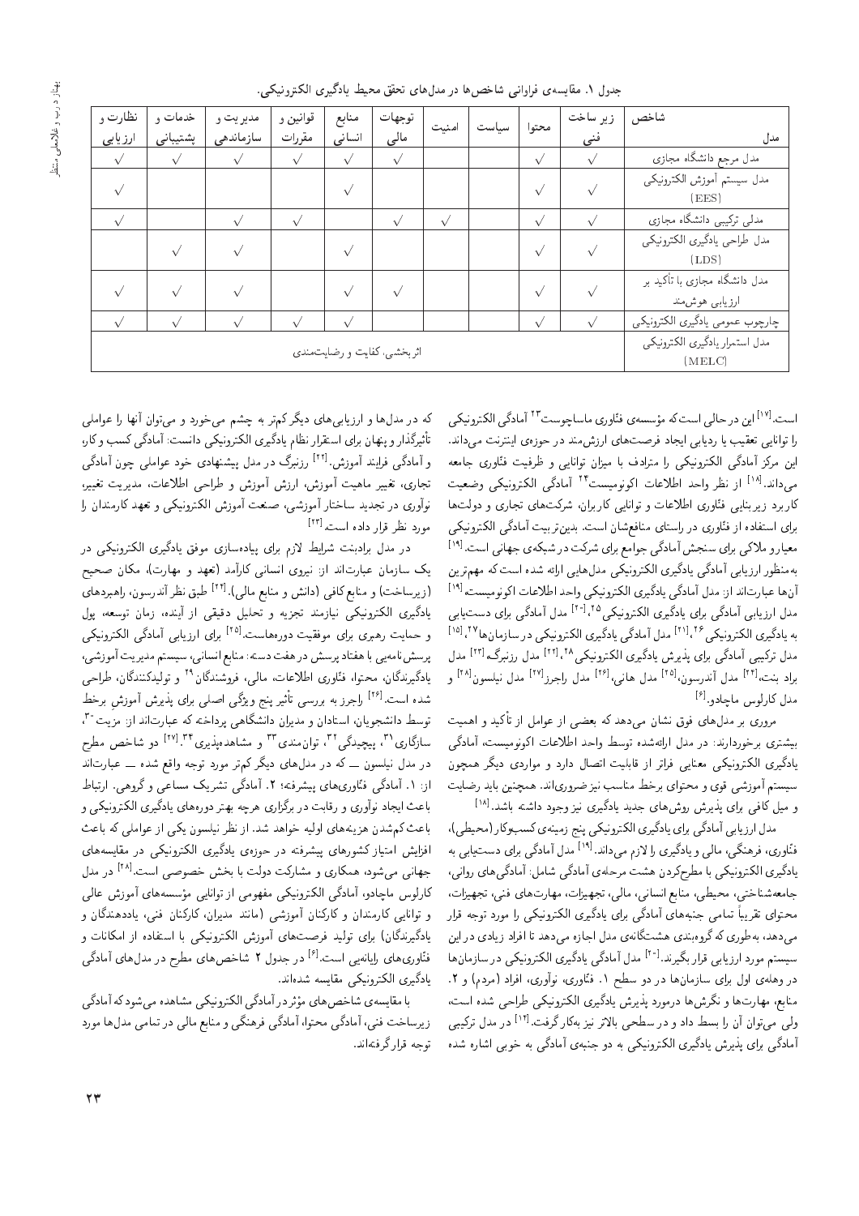جدول ۱. مقایسه‌ی فراوانی شاخص‌ها در مدل‌های تحقق محیط یادگیری الکترونیکی.

| مدل / شاخص | زیر ساخت فنی | محتوا | سیاست | امنیت | توجهات مالی | منابع انسانی | قوانین و مقررات | مدیریت و سازماندهی | خدمات و پشتیبانی | نظارت و ارزیابی |
|---|---|---|---|---|---|---|---|---|---|---|
| مدل مرجع دانشگاه مجازی | √ | √ | | | √ | √ | √ | √ | √ | √ |
| مدل سیستم آموزش الکترونیکی (EES) | √ | √ | | | | √ | | | | √ |
| مدلی ترکیبی دانشگاه مجازی | √ | √ | | √ | √ | | √ | √ | | √ |
| مدل طراحی یادگیری الکترونیکی (LDS) | √ | √ | | | | √ | | √ | √ | |
| مدل دانشگاه مجازی با تأکید بر ارزیابی هوشمند | √ | √ | | | √ | √ | | √ | √ | √ |
| چارچوب عمومی یادگیری الکترونیکی | √ | √ | | | | √ | √ | √ | √ | √ |
| مدل استمرار یادگیری الکترونیکی (MELC) | اثربخشی، کفایت و رضایت‌مندی | | | | | | | | | |

است.[17] این در حالی است که مؤسسه‌ی فناوری ماساچوست[23] آمادگی الکترونیکی را توانایی تعقیب یا ردیابی ایجاد فرصت‌های ارزش‌مند در حوزه‌ی اینترنت می‌داند. این مرکز آمادگی الکترونیکی را مترادف با میزان توانایی و ظرفیت فناوری جامعه می‌داند.[18] از نظر واحد اطلاعات اکونومیست[24] آمادگی الکترونیکی وضعیت کاربرد زیربنایی فناوری اطلاعات و توانایی کاربران، شرکت‌های تجاری و دولت‌ها برای استفاده از فناوری در راستای منافعشان است. بدین‌ترتیب آمادگی الکترونیکی معیار و ملاکی برای سنجش آمادگی جوامع برای شرکت در شبکه‌ی جهانی است.[19]
به‌منظور ارزیابی آمادگی یادگیری الکترونیکی مدل‌هایی ارائه شده است که مهم‌ترین آن‌ها عبارت‌اند از: مدل آمادگی یادگیری الکترونیکی واحد اطلاعات اکونومیست،[19] مدل ارزیابی آمادگی برای یادگیری الکترونیکی[25]،[20] مدل آمادگی برای دست‌یابی به یادگیری الکترونیکی[26]،[21] مدل آمادگی یادگیری الکترونیکی در سازمان‌ها[27]،[15] مدل ترکیبی آمادگی برای پذیرش یادگیری الکترونیکی[28]،[14] مدل رزنبرگ،[22] مدل براد بنت،[23] مدل آندرسون،[25] مدل هانی،[26] مدل راجرز[27] مدل نیلسون[28] و مدل کارلوس ماچادو.[6]

مروری بر مدل‌های فوق نشان می‌دهد که بعضی از عوامل از تأکید و اهمیت بیشتری برخوردارند: در مدل ارائه‌شده توسط واحد اطلاعات اکونومیست، آمادگی یادگیری الکترونیکی معنایی فراتر از قابلیت اتصال دارد و مواردی دیگر همچون سیستم آموزشی قوی و محتوای برخط مناسب نیز ضروری‌اند. همچنین باید رضایت و میل کافی برای پذیرش روش‌های جدید یادگیری نیز وجود داشته باشد.[18]

مدل ارزیابی آمادگی برای یادگیری الکترونیکی پنج زمینه‌ی کسب‌وکار (محیطی)، فناوری، فرهنگی، مالی و یادگیری را لازم می‌داند.[19] مدل آمادگی برای دست‌یابی به یادگیری الکترونیکی با مطرح‌کردن هشت مرحله‌ی آمادگی شامل: آمادگی‌های روانی، جامعه‌شناختی، محیطی، منابع انسانی، مالی، تجهیزات، مهارت‌های فنی، تجهیزات، محتوای تقریباً تمامی جنبه‌های آمادگی برای یادگیری الکترونیکی را مورد توجه قرار می‌دهد، به‌طوری که گروه‌بندی هشت‌گانه‌ی مدل اجازه می‌دهد تا افراد زیادی در این سیستم مورد ارزیابی قرار بگیرند.[20] مدل آمادگی یادگیری الکترونیکی در سازمان‌ها در وهله‌ی اول برای سازمان‌ها در دو سطح ۱. فناوری، نوآوری، افراد (مردم) و ۲. منابع، مهارت‌ها و نگرش‌ها درمورد پذیرش یادگیری الکترونیکی طراحی شده است، ولی می‌توان آن را بسط داد و در سطحی بالاتر نیز به‌کار گرفت.[14] در مدل ترکیبی آمادگی برای پذیرش یادگیری الکترونیکی به دو جنبه‌ی آمادگی به خوبی اشاره شده که در مدل‌ها و ارزیابی‌های دیگر کم‌تر به چشم می‌خورد و می‌توان آن‌ها را عوامل تأثیرگذار و پنهان برای استقرار نظام یادگیری الکترونیکی دانست: آمادگی کسب و کار، و آمادگی فرایند آموزش.[22] رزنبرگ در مدل پیشنهادی خود عواملی چون آمادگی تجاری، تغییر ماهیت آموزش، ارزش آموزش و طراحی اطلاعات، مدیریت تغییر، نوآوری در تجدید ساختار آموزشی، صنعت آموزش الکترونیکی و تعهد کارمندان را مورد نظر قرار داده است.[23]

در مدل برادبنت شرایط لازم برای پیاده‌سازی موفق یادگیری الکترونیکی در یک سازمان عبارت‌اند از: نیروی انسانی کارآمد (تعهد و مهارت)، مکان صحیح (زیرساخت) و منابع کافی (دانش و منابع مالی).[24] طبق نظر آندرسون، راهبردهای یادگیری الکترونیکی نیازمند تجزیه و تحلیل دقیقی از آینده، زمان توسعه، پول و حمایت رهبری برای موفقیت دوره‌هاست.[25] برای ارزیابی آمادگی الکترونیکی پرسش‌نامه‌یی با هفتاد پرسش در هفت دسته: منابع انسانی، سیستم مدیریت آموزشی، یادگیرندگان، محتوا، فناوری اطلاعات، مالی، فروشندگان[29] و تولیدکنندگان، طراحی شده است.[26] راجرز به بررسی تأثیر پنج ویژگی اصلی برای پذیرش آموزش برخط توسط دانشجویان، استادان و مدیران دانشگاهی پرداخته که عبارت‌اند از: مزیت[30]، سازگاری[31]، پیچیدگی[32]، توان‌مندی[33] و مشاهده‌پذیری[34].[27] دو شاخص مطرح در مدل نیلسون ــ که در مدل‌های دیگر کم‌تر مورد توجه واقع شده ــ عبارت‌اند از: ۱. آمادگی فناوری‌های پیشرفته؛ ۲. آمادگی تشریک مساعی و گروهی. ارتباط باعث ایجاد نوآوری و رقابت در برگزاری هرچه بهتر دوره‌های یادگیری الکترونیکی و باعث کم‌شدن هزینه‌های اولیه خواهد شد. از نظر نیلسون یکی از عواملی که باعث افزایش امتیاز کشورهای پیشرفته در حوزه‌ی یادگیری الکترونیکی در مقایسه‌های جهانی می‌شود، همکاری و مشارکت دولت با بخش خصوصی است.[28] در مدل کارلوس ماچادو، آمادگی الکترونیکی مفهومی از توانایی مؤسسه‌های آموزش عالی و توانایی کارمندان و کارکنان آموزشی (مانند مدیران، کارکنان فنی، یاددهندگان و یادگیرندگان) برای تولید فرصت‌های آموزش الکترونیکی با استفاده از امکانات و فناوری‌های رایانه‌یی است.[6] در جدول ۲ شاخص‌های مطرح در مدل‌های آمادگی یادگیری الکترونیکی مقایسه شده‌اند.

با مقایسه‌ی شاخص‌های مؤثر در آمادگی الکترونیکی مشاهده می‌شود که آمادگی زیرساخت فنی، آمادگی محتوا، آمادگی فرهنگی و منابع مالی در تمامی مدل‌های مورد توجه قرار گرفته‌اند.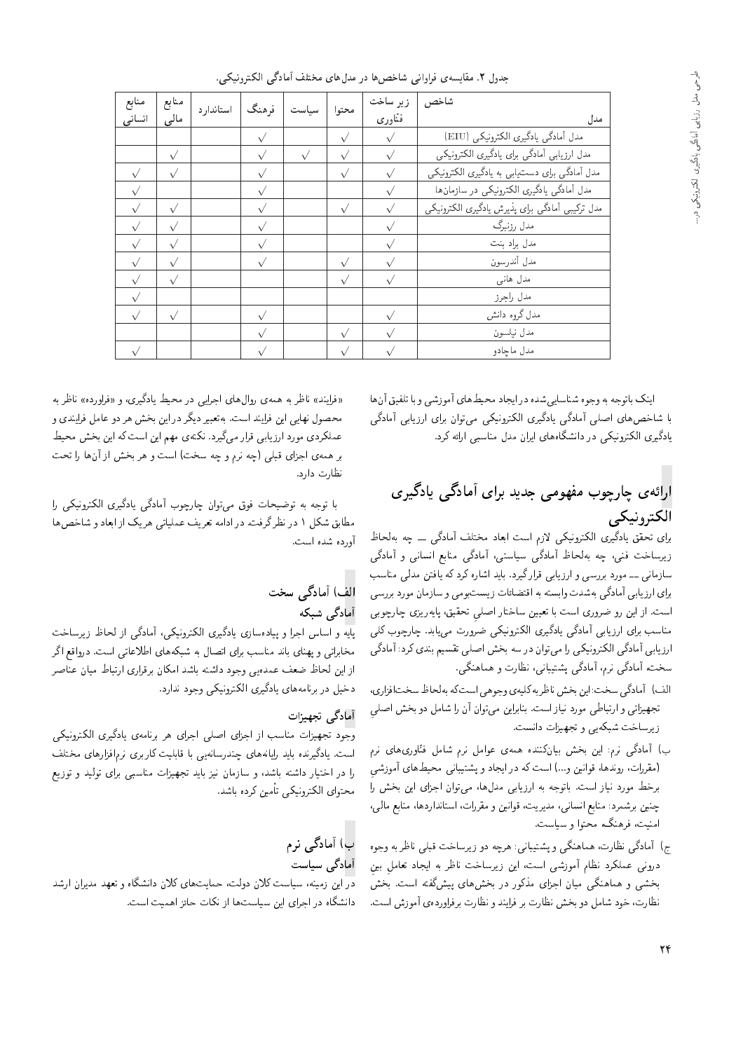جدول ۲. مقایسه‌ی فراوانی شاخص‌ها در مدل‌های مختلف آمادگی الکترونیکی.

| شاخص / مدل | زیر ساخت فنّاوری | محتوا | سیاست | فرهنگ | استاندارد | منابع مالی | منابع انسانی |
|---|---|---|---|---|---|---|---|
| مدل آمادگی یادگیری الکترونیکی (EIU) | √ | √ | | √ | | | |
| مدل ارزیابی آمادگی برای یادگیری الکترونیکی | √ | √ | √ | √ | | √ | |
| مدل آمادگی برای دست‌یابی به یادگیری الکترونیکی | √ | √ | | √ | | √ | √ |
| مدل آمادگی یادگیری الکترونیکی در سازمان‌ها | √ | | | √ | | | √ |
| مدل ترکیبی آمادگی برای پذیرش یادگیری الکترونیکی | √ | √ | | √ | | √ | √ |
| مدل رزنبرگ | √ | | | √ | | √ | √ |
| مدل براد بنت | √ | | | √ | | √ | √ |
| مدل آندرسون | √ | √ | | √ | | √ | √ |
| مدل هانی | √ | √ | | | | √ | √ |
| مدل راجرز | | | | | | | √ |
| مدل گروه دانش | √ | | | √ | | √ | √ |
| مدل نیلسون | √ | √ | | √ | | | |
| مدل ماچادو | √ | √ | | √ | | | √ |

اینک باتوجه به وجوه شناسایی‌شده در ایجاد محیط‌های آموزشی و با تلفیق آن‌ها با شاخص‌های اصلی آمادگی یادگیری الکترونیکی می‌توان برای ارزیابی آمادگی یادگیری الکترونیکی در دانشگاه‌های ایران مدل مناسبی ارائه کرد.

## ارائه‌ی چارچوب مفهومی جدید برای آمادگی یادگیری الکترونیکی

برای تحقق یادگیری الکترونیکی لازم است ابعاد مختلف آمادگی ــ چه به‌لحاظ زیرساخت فنی، چه به‌لحاظ آمادگی سیاستی، آمادگی منابع انسانی و آمادگی سازمانی ــ مورد بررسی و ارزیابی قرارگیرد. باید اشاره کرد که یافتن مدلی مناسب برای ارزیابی آمادگی به‌شدت وابسته به اقتضائات زیست‌بومی و سازمان مورد بررسی است. از این رو ضروری است با تعیین ساختار اصلیِ تحقیق، پایه‌ریزی چارچوبی مناسب برای ارزیابی آمادگی یادگیری الکترونیکی ضرورت می‌یابد. چارچوب کلی ارزیابی آمادگی الکترونیکی را می‌توان در سه بخش اصلی تقسیم بندی کرد: آمادگی سخت، آمادگی نرم، آمادگی پشتیبانی، نظارت و هماهنگی.

الف) آمادگی سخت: این بخش ناظر به کلیه‌ی وجوهی است که به‌لحاظ سخت‌افزاری، تجهیزاتی و ارتباطی مورد نیاز است. بنابراین می‌توان آن را شامل دو بخش اصلیِ زیرساخت شبکه‌یی و تجهیزات دانست.

ب) آمادگی نرم: این بخش بیان‌کننده همه‌ی عوامل نرم شامل فنّاوری‌های نرم (مقررات، روندها، قوانین و...) است که در ایجاد و پشتیبانی محیط‌های آموزشیِ برخط مورد نیاز است. باتوجه به ارزیابی مدل‌ها، می‌توان اجزای این بخش را چنین برشمرد: منابع انسانی، مدیریت، قوانین و مقررات، استانداردها، منابع مالی، امنیت، فرهنگ محتوا و سیاست.

ج) آمادگی نظارت، هماهنگی و پشتیبانی: هرچه دو زیرساخت قبلی ناظر به وجوه درونی عملکرد نظام آموزشی است، این زیرساخت ناظر به ایجاد تعاملِ بینِ بخشی و هماهنگی میان اجزای مذکور در بخش‌های پیش‌گفته است. بخش نظارت، خود شامل دو بخش نظارت بر فرایند و نظارت برفراورده‌ی آموزش است. «فرایند» ناظر به همه‌ی روال‌های اجرایی در محیط یادگیری، و «فراورده» ناظر به محصول نهایی این فرایند است. به‌تعبیر دیگر در این بخش هر دو عامل فرایندی و عملکردی مورد ارزیابی قرار می‌گیرد. نکته‌ی مهم این است که این بخش محیط بر همه‌ی اجزای قبلی (چه نرم و چه سخت) است و هر بخش از آن‌ها را تحت نظارت دارد.

با توجه به توضیحات فوق می‌توان چارچوب آمادگی یادگیری الکترونیکی را مطابق شکل ۱ در نظرگرفت. در ادامه تعریف عملیاتی هریک از ابعاد و شاخص‌ها آورده شده است.

### الف) آمادگی سخت

#### آمادگی شبکه

پایه و اساس اجرا و پیاده‌سازی یادگیری الکترونیکی، آمادگی از لحاظ زیرساخت مخابراتی و پهنای باند مناسب برای اتصال به شبکه‌های اطلاعاتی است. درواقع اگر از این لحاظ ضعف عمده‌یی وجود داشته باشد امکان برقراری ارتباط میان عناصر دخیل در برنامه‌های یادگیری الکترونیکی وجود ندارد.

#### آمادگی تجهیزات

وجود تجهیزات مناسب از اجزای اصلی اجرای هر برنامه‌ی یادگیری الکترونیکی است. یادگیرنده باید رایانه‌های چندرسانه‌یی با قابلیت کاربری نرم‌افزارهای مختلف را در اختیار داشته باشد، و سازمان نیز باید تجهیزات مناسبی برای تولید و توزیع محتوای الکترونیکی تأمین کرده باشد.

### ب) آمادگی نرم

#### آمادگی سیاست

در این زمینه، سیاست کلان دولت، حمایت‌های کلان دانشگاه و تعهد مدیران ارشد دانشگاه در اجرای این سیاست‌ها از نکات حائز اهمیت است.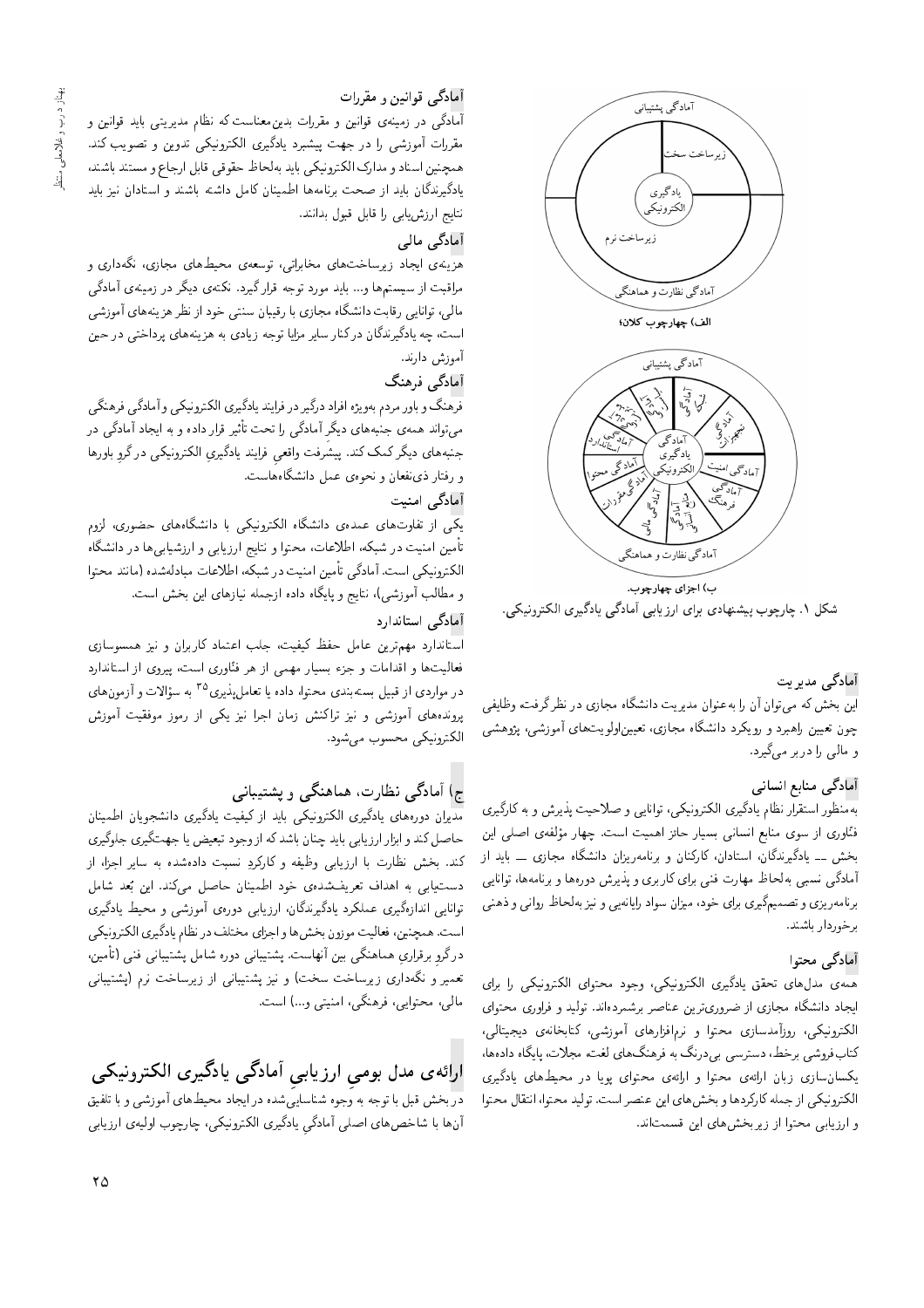الف) چهارچوب کلان؛

ب) اجزای چهارچوب.

شکل ۱. چارچوب پیشنهادی برای ارزیابی آمادگی یادگیری الکترونیکی.

### آمادگی مدیریت

این بخش که می‌توان آن را به‌عنوان مدیریت دانشگاه مجازی در نظر گرفت وظایفی چون تعیین راهبرد و رویکرد دانشگاه مجازی، تعیین‌اولویت‌های آموزشی، پژوهشی و مالی را در بر می‌گیرد.

### آمادگی منابع انسانی

به‌منظور استقرار نظام یادگیری الکترونیکی، توانایی و صلاحیت پذیرش و به کارگیری فنّاوری از سوی منابع انسانی بسیار حائز اهمیت است. چهار مؤلفه‌ی اصلی این بخش ــ یادگیرندگان، استادان، کارکنان و برنامه‌ریزان دانشگاه مجازی ــ باید از آمادگی نسبی به‌لحاظ مهارت فنی برای کاربری و پذیرش دوره‌ها و برنامه‌ها، توانایی برنامه‌ریزی و تصمیم‌گیری برای خود، میزان سواد رایانه‌یی و نیز به‌لحاظ روانی و ذهنی برخوردار باشند.

### آمادگی محتوا

همه‌ی مدل‌های تحقق یادگیری الکترونیکی، وجود محتوای الکترونیکی را برای ایجاد دانشگاه مجازی از ضروری‌ترین عناصر برشمرده‌اند. تولید و فراوری محتوای الکترونیکی، روزآمدسازی محتوا و نرم‌افزارهای آموزشی، کتابخانه‌ی دیجیتالی، کتاب‌فروشی برخط، دسترسی بی‌درنگ به فرهنگ‌های لغت، مجلات، پایگاه داده‌ها، یکسان‌سازی زبان ارائه‌ی محتوا و ارائه‌ی محتوای پویا در محیط‌های یادگیری الکترونیکی از جمله کارکردها و بخش‌های این عنصر است. تولید محتوا، انتقال محتوا و ارزیابی محتوا از زیربخش‌های این قسمت‌اند.

### آمادگی قوانین و مقررات

آمادگی در زمینه‌ی قوانین و مقررات بدین‌معناست که نظام مدیریتی باید قوانین و مقررات آموزشی را در جهت پیشبرد یادگیری الکترونیکی تدوین و تصویب کند. همچنین اسناد و مدارک الکترونیکی باید به‌لحاظ حقوقی قابل ارجاع و مستند باشند، یادگیرندگان باید از صحت برنامه‌ها اطمینان کامل داشته باشند و استادان نیز باید نتایج ارزش‌یابی را قابل قبول بدانند.

### آمادگی مالی

هزینه‌ی ایجاد زیرساخت‌های مخابراتی، توسعه‌ی محیط‌های مجازی، نگه‌داری و مراقبت از سیستم‌ها و... باید مورد توجه قرار گیرد. نکته‌ی دیگر در زمینه‌ی آمادگی مالی، توانایی رقابت دانشگاه مجازی با رقیبان سنتی خود از نظر هزینه‌های آموزشی است، چه یادگیرندگان در کنار سایر مزایا توجه زیادی به هزینه‌های پرداختی در حین آموزش دارند.

### آمادگی فرهنگ

فرهنگ و باور مردم به‌ویژه افراد درگیر در فرایند یادگیری الکترونیکی و آمادگی فرهنگی می‌تواند همه‌ی جنبه‌های دیگر آمادگی را تحت تأثیر قرار داده و به ایجاد آمادگی در جنبه‌های دیگر کمک کند. پیشرفت واقعیِ فرایند یادگیری الکترونیکی در گروِ باورها و رفتار ذی‌نفعان و نحوه‌ی عمل دانشگاه‌هاست.

### آمادگی امنیت

یکی از تفاوت‌های عمده‌ی دانشگاه الکترونیکی با دانشگاه‌های حضوری، لزوم تأمین امنیت در شبکه، اطلاعات، محتوا و نتایج ارزیابی و ارزشیابی‌ها در دانشگاه الکترونیکی است. آمادگی تأمین امنیت در شبکه، اطلاعات مبادله‌شده (مانند محتوا و مطالب آموزشی)، نتایج و پایگاه داده ازجمله نیازهای این بخش است.

### آمادگی استاندارد

استاندارد مهم‌ترین عامل حفظ کیفیت، جلب اعتماد کاربران و نیز همسوسازی فعالیت‌ها و اقدامات و جزء بسیار مهمی از هر فنّاوری است، پیروی از استاندارد در مواردی از قبیل بسته‌بندی محتوا، داده یا تعامل‌پذیری[35] به سؤالات و آزمون‌های پرونده‌های آموزشی و نیز تراکنش زمان اجرا نیز یکی از رموز موفقیت آموزش الکترونیکی محسوب می‌شود.

## ج) آمادگی نظارت، هماهنگی و پشتیبانی

مدیران دوره‌های یادگیری الکترونیکی باید از کیفیت یادگیری دانشجویان اطمینان حاصل کنند و ابزار ارزیابی باید چنان باشد که از وجود تبعیض یا جهت‌گیری جلوگیری کند. بخش نظارت با ارزیابی وظیفه و کارکردِ نسبت داده‌شده به سایر اجزا، از دست‌یابی به اهداف تعریف‌شده‌ی خود اطمینان حاصل می‌کند. این بُعد شامل توانایی اندازه‌گیری عملکرد یادگیرندگان، ارزیابی دوره‌ی آموزشی و محیط یادگیری است. همچنین، فعالیت موزون بخش‌ها و اجزای مختلف در نظام یادگیری الکترونیکی در گروِ برقراریِ هماهنگی بین آنهاست. پشتیبانی دوره شامل پشتیبانی فنی (تأمین، تعمیر و نگه‌داری زیرساخت سخت) و نیز پشتیبانی از زیرساخت نرم (پشتیبانی مالی، محتوایی، فرهنگی، امنیتی و...) است.

# ارائه‌ی مدل بومیِ ارزیابی آمادگی یادگیری الکترونیکی

در بخش قبل با توجه به وجوه شناسایی‌شده در ایجاد محیط‌های آموزشی و با تلفیق آن‌ها با شاخص‌های اصلی آمادگیِ یادگیری الکترونیکی، چارچوب اولیه‌ی ارزیابی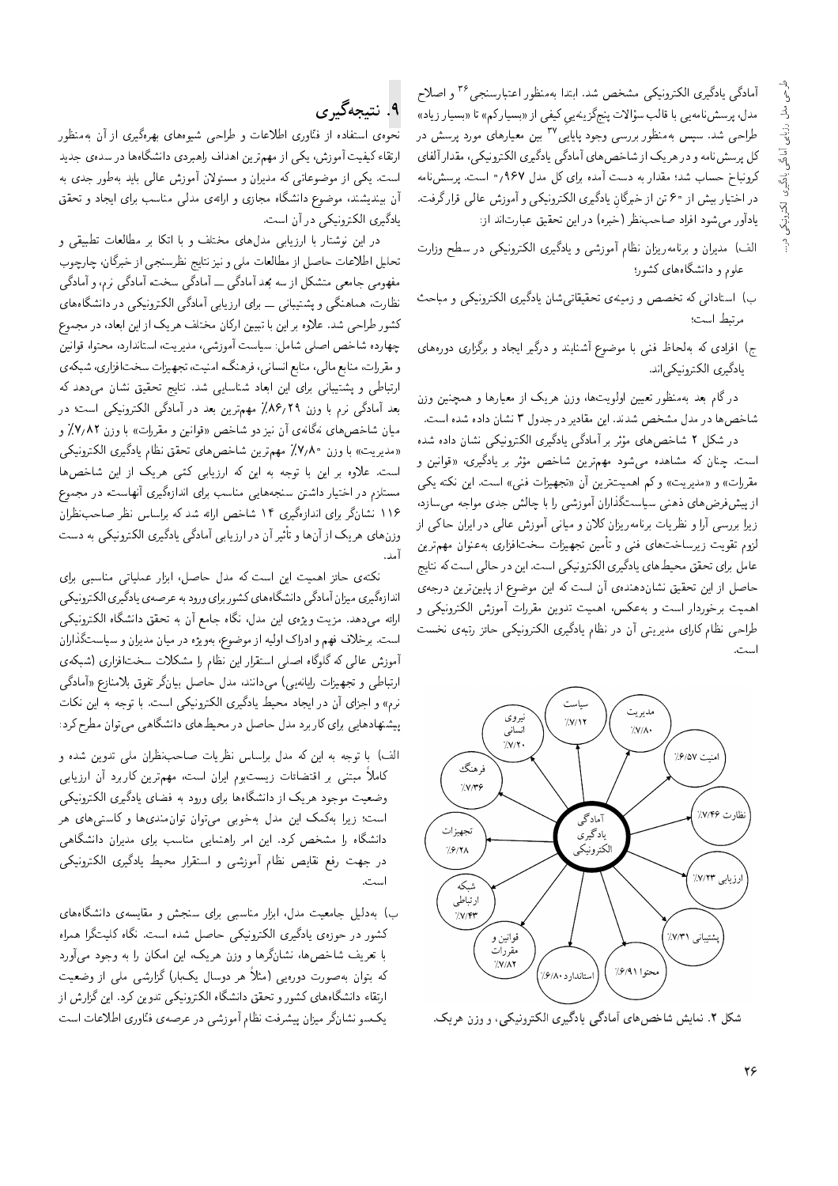آمادگی یادگیری الکترونیکی مشخص شد. ابتدا به‌منظور اعتبارسنجی[۳۶] و اصلاح مدل، پرسش‌نامه‌یی با قالب سؤالات پنج‌گزینه‌یی کیفی از «بسیار کم» تا «بسیار زیاد» طراحی شد. سپس به‌منظور بررسی وجود پایایی[۳۷] بین معیارهای مورد پرسش در کل پرسش‌نامه و در هر یک از شاخص‌های آمادگی یادگیری الکترونیکی، مقدار آلفای کرونباخ حساب شد؛ مقدار به دست آمده برای کل مدل ۰٫۹۶۷ است. پرسش‌نامه در اختیار بیش از ۶۰ تن از خبرگانِ یادگیری الکترونیکی و آموزش عالی قرار گرفت. یادآور می‌شود افراد صاحب‌نظر (خبره) در این تحقیق عبارت‌اند از:

الف) مدیران و برنامه‌ریزان نظام آموزشی و یادگیری الکترونیکی در سطح وزارت علوم و دانشگاه‌های کشور؛

ب) استادانی که تخصص و زمینه‌ی تحقیقاتی‌شان یادگیری الکترونیکی و مباحث مرتبط است؛

ج) افرادی که به‌لحاظ فنی با موضوع آشنایند و درگیر ایجاد و برگزاری دوره‌های یادگیری الکترونیکی‌اند.

در گام بعد به‌منظور تعیین اولویت‌ها، وزن هر یک از معیارها و همچنین وزن شاخص‌ها در مدل مشخص شدند. این مقادیر در جدول ۳ نشان داده شده است.

در شکل ۲ شاخص‌های مؤثر بر آمادگی یادگیری الکترونیکی نشان داده شده است. چنان که مشاهده می‌شود مهم‌ترین شاخص مؤثر بر یادگیری، «قوانین و مقررات» و «مدیریت» و کم اهمیت‌ترین آن «تجهیزات فنی» است. این نکته یکی از پیش‌فرض‌های ذهنی سیاست‌گذاران آموزشی را با چالش جدی مواجه می‌سازد، زیرا بررسی آرا و نظریات برنامه‌ریزان کلان و میانی آموزش عالی در ایران حاکی از لزوم تقویت زیرساخت‌های فنی و تأمین تجهیزات سخت‌افزاری به‌عنوان مهم‌ترین عامل برای تحقق محیط‌های یادگیری الکترونیکی است. این در حالی است که نتایج حاصل از این تحقیق نشان‌دهنده‌ی آن است که این موضوع از پایین‌ترین درجه‌ی اهمیت برخوردار است و به‌عکس، اهمیت تدوین مقررات آموزش الکترونیکی و طراحی نظام کارای مدیریتی آن در نظام یادگیری الکترونیکی حائز رتبه‌ی نخست است.

آمادگی یادگیری الکترونیکی: سیاست ٪۷٫۱۲ — مدیریت ٪۷٫۸۰ — امنیت ٪۶٫۵۷ — نظارت ٪۷٫۴۶ — ارزیابی ٪۷٫۲۳ — پشتیبانی ٪۷٫۳۱ — محتوا ٪۶٫۹۱ — استاندارد ٪۶٫۸۰ — قوانین و مقررات ٪۷٫۸۲ — شبکه ارتباطی ٪۷٫۴۳ — تجهیزات ٪۶٫۲۸ — فرهنگ ٪۷٫۳۶ — نیروی انسانی ٪۷٫۲۰

شکل ۲. نمایش شاخص‌های آمادگی یادگیری الکترونیکی، و وزن هر یک.

## ۹. نتیجه‌گیری

نحوه‌ی استفاده از فنّاوری اطلاعات و طراحی شیوه‌های بهره‌گیری از آن به‌منظور ارتقاء کیفیت آموزش، یکی از مهم‌ترین اهداف راهبردی دانشگاه‌ها در سده‌ی جدید است. یکی از موضوعاتی که مدیران و مسئولان آموزش عالی باید به‌طور جدی به آن بیندیشند، موضوع دانشگاه مجازی و ارائه‌ی مدلی مناسب برای ایجاد و تحقق یادگیری الکترونیکی در آن است.

در این نوشتار با ارزیابی مدل‌های مختلف و با اتکا بر مطالعات تطبیقی و تحلیل اطلاعات حاصل از مطالعات ملی و نیز نتایج نظرسنجی از خبرگان، چارچوب مفهومی جامعی متشکل از سه بُعد آمادگی ـــ آمادگی سخت، آمادگی نرم، و آمادگی نظارت، هماهنگی و پشتیبانی ـــ برای ارزیابی آمادگی یادگیری الکترونیکی در دانشگاه‌های کشور طراحی شد. علاوه بر این با تبیین ارکان مختلف هر یک از این ابعاد، در مجموع چهارده شاخص اصلی شامل: سیاست آموزشی، مدیریت، استاندارد، محتوا، قوانین و مقررات، منابع مالی، منابع انسانی، فرهنگ، امنیت، تجهیزات سخت‌افزاری، شبکه‌ی ارتباطی و پشتیبانی برای این ابعاد شناسایی شد. نتایج تحقیق نشان می‌دهد که بعد آمادگی نرم با وزن ٪۸۶٫۲۹ مهم‌ترین بعد در آمادگی الکترونیکی است؛ در میان شاخص‌های نُه‌گانه‌ی آن نیز دو شاخص «قوانین و مقررات» با وزن ٪۷٫۸۲ و «مدیریت» با وزن ٪۷٫۸۰ مهم‌ترین شاخص‌های تحقق نظام یادگیری الکترونیکی است. علاوه بر این با توجه به این که ارزیابی کمّی هر یک از این شاخص‌ها مستلزم در اختیار داشتن سنجه‌هایی مناسب برای اندازه‌گیری آنهاست در مجموع ۱۱۶ نشانگر برای اندازه‌گیری ۱۴ شاخص ارائه شد که براساس نظر صاحب‌نظران وزن‌های هر یک از آن‌ها و تأثیر آن در ارزیابی آمادگی یادگیری الکترونیکی به دست آمد.

نکته‌ی حائز اهمیت این است که مدل حاصل، ابزار عملیاتی مناسبی برای اندازه‌گیری میزان آمادگی دانشگاه‌های کشور برای ورود به عرصه‌ی یادگیری الکترونیکی ارائه می‌دهد. مزیت ویژه‌ی این مدل، نگاه جامع آن به تحقق دانشگاه الکترونیکی است. برخلاف فهم و ادراک اولیه از موضوع، به‌ویژه در میان مدیران و سیاست‌گذاران آموزش عالی که گلوگاه اصلی استقرار این نظام را مشکلات سخت‌افزاری (شبکه‌ی ارتباطی و تجهیزات رایانه‌یی) می‌دانند، مدل حاصل بیانگر تفوق بلامنازع «آمادگی نرم» و اجزای آن در ایجاد محیط یادگیری الکترونیکی است. با توجه به این نکات پیشنهادهایی برای کاربرد مدل حاصل در محیط‌های دانشگاهی می‌توان مطرح کرد:

الف) با توجه به این که مدل براساس نظریات صاحب‌نظران ملی تدوین شده و کاملاً مبتنی بر اقتضائات زیست‌بوم ایران است، مهم‌ترین کاربرد آن ارزیابی وضعیت موجود هر یک از دانشگاه‌ها برای ورود به فضای یادگیری الکترونیکی است؛ زیرا به‌کمک این مدل به‌خوبی می‌توان توان‌مندی‌ها و کاستی‌های هر دانشگاه را مشخص کرد. این امر راهنمایی مناسب برای مدیران دانشگاهی در جهت رفع نقایص نظام آموزشی و استقرار محیط یادگیری الکترونیکی است.

ب) به‌دلیل جامعیت مدل، ابزار مناسبی برای سنجش و مقایسه‌ی دانشگاه‌های کشور در حوزه‌ی یادگیری الکترونیکی حاصل شده است. نگاه کلیت‌گرا همراه با تعریف شاخص‌ها، نشانگرها و وزن هر یک، این امکان را به وجود می‌آورد که بتوان به‌صورت دوره‌یی (مثلاً هر دوسال یک‌بار) گزارشی ملی از وضعیت ارتقاء دانشگاه‌های کشور و تحقق دانشگاه الکترونیکی تدوین کرد. این گزارش از یک‌سو نشانگر میزان پیشرفت نظام آموزشی در عرصه‌ی فنّاوری اطلاعات است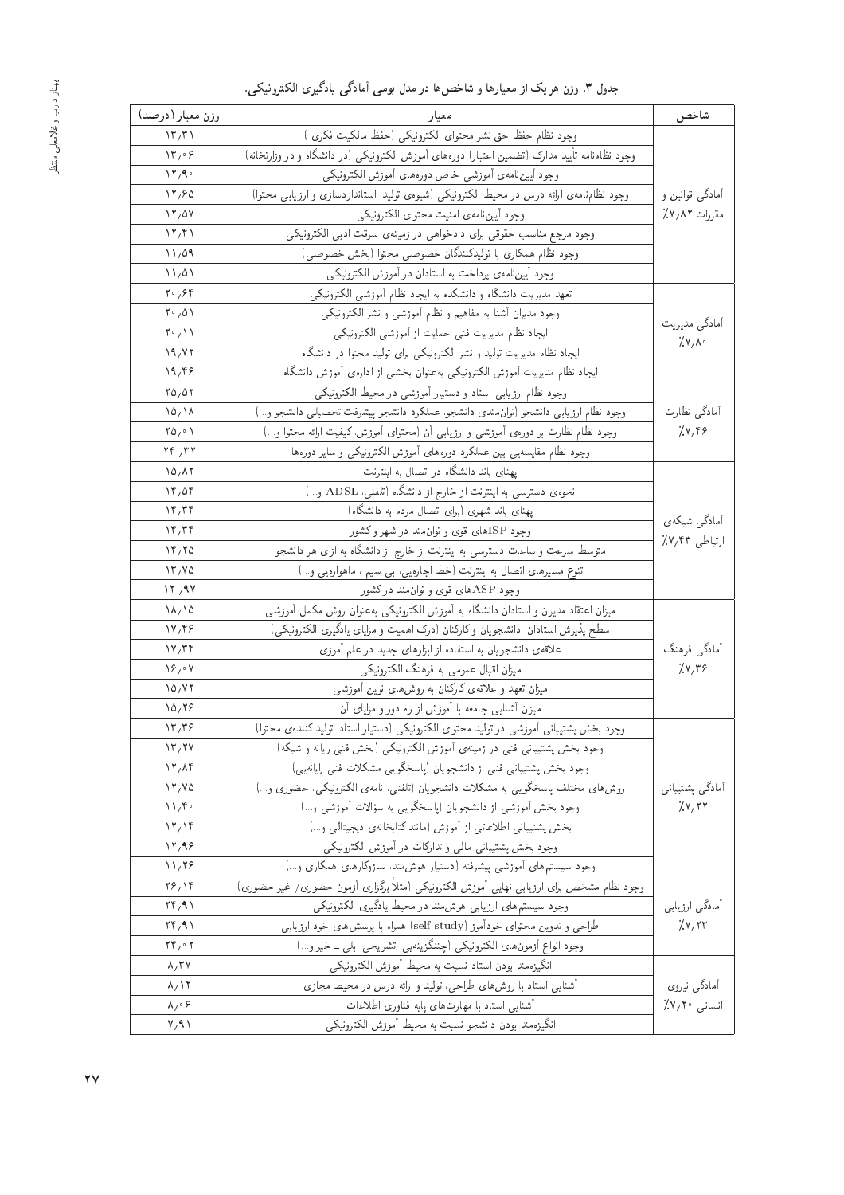جدول ۳. وزن هر یک از معیارها و شاخص‌ها در مدل بومی آمادگی یادگیری الکترونیکی.

| شاخص | معیار | وزن معیار (درصد) |
|---|---|---|
| آمادگی قوانین و مقررات ۷٫۸۲٪ | وجود نظام حفظ حق نشر محتوای الکترونیکی (حفظ مالکیت فکری) | ۱۳٫۳۱ |
| | وجود نظام‌نامه تأیید مدارک (تضمین اعتبار) دوره‌های آموزش الکترونیکی (در دانشگاه و در وزارتخانه) | ۱۳٫۰۶ |
| | وجود آیین‌نامه‌ی آموزشی خاص دوره‌های آموزش الکترونیکی | ۱۲٫۹۰ |
| | وجود نظام‌نامه‌ی ارائه درس در محیط الکترونیکی (شیوه‌ی تولید، استانداردسازی و ارزیابی محتوا) | ۱۲٫۶۵ |
| | وجود آیین‌نامه‌ی امنیت محتوای الکترونیکی | ۱۲٫۵۷ |
| | وجود مرجع مناسب حقوقی برای دادخواهی در زمینه‌ی سرقت ادبی الکترونیکی | ۱۲٫۴۱ |
| | وجود نظام همکاری با تولیدکنندگان خصوصی محتوا (بخش خصوصی) | ۱۱٫۵۹ |
| | وجود آیین‌نامه‌ی پرداخت به استادان در آموزش الکترونیکی | ۱۱٫۵۱ |
| آمادگی مدیریت ۷٫۸۰٪ | تعهد مدیریت دانشگاه و دانشکده به ایجاد نظام آموزشی الکترونیکی | ۲۰٫۶۴ |
| | وجود مدیران آشنا به مفاهیم و نظام آموزشی و نشر الکترونیکی | ۲۰٫۵۱ |
| | ایجاد نظام مدیریت فنی حمایت از آموزشی الکترونیکی | ۲۰٫۱۱ |
| | ایجاد نظام مدیریت تولید و نشر الکترونیکی برای تولید محتوا در دانشگاه | ۱۹٫۷۲ |
| | ایجاد نظام مدیریت آموزش الکترونیکی به‌عنوان بخشی از اداره‌ی آموزش دانشگاه | ۱۹٫۴۶ |
| آمادگی نظارت ۷٫۴۶٪ | وجود نظام ارزیابی استاد و دستیار آموزشی در محیط الکترونیکی | ۲۵٫۵۲ |
| | وجود نظام ارزیابی دانشجو (توان‌مندی دانشجو، عملکرد دانشجو پیشرفت تحصیلی دانشجو و...) | ۱۵٫۱۸ |
| | وجود نظام نظارت بر دوره‌ی آموزشی و ارزیابی آن (محتوای آموزش، کیفیت ارائه محتوا و...) | ۲۵٫۰۱ |
| | وجود نظام مقایسه‌یی بین عملکرد دوره‌های آموزش الکترونیکی و سایر دوره‌ها | ۲۴٫۳۲ |
| آمادگی شبکه‌ی ارتباطی ۷٫۴۳٪ | پهنای باند دانشگاه در اتصال به اینترنت | ۱۵٫۸۲ |
| | نحوه‌ی دسترسی به اینترنت از خارج از دانشگاه (تلفنی، ADSL و...) | ۱۴٫۵۴ |
| | پهنای باند شهری (برای اتصال مردم به دانشگاه) | ۱۴٫۳۴ |
| | وجود ISPهای قوی و توان‌مند در شهر و کشور | ۱۴٫۳۴ |
| | متوسط سرعت و ساعات دسترسی به اینترنت از خارج از دانشگاه به ازای هر دانشجو | ۱۴٫۲۵ |
| | تنوع مسیرهای اتصال به اینترنت (خط اجاره‌یی، بی سیم ، ماهواره‌یی و...) | ۱۳٫۷۵ |
| | وجود ASPهای قوی و توان‌مند در کشور | ۱۲٫۹۷ |
| آمادگی فرهنگ ۷٫۳۶٪ | میزان اعتقاد مدیران و استادان دانشگاه به آموزش الکترونیکی به‌عنوان روش مکمل آموزشی | ۱۸٫۱۵ |
| | سطح پذیرش استادان، دانشجویان و کارکنان (درک اهمیت و مزایای یادگیری الکترونیکی) | ۱۷٫۴۶ |
| | علاقه‌ی دانشجویان به استفاده از ابزارهای جدید در علم آموزی | ۱۷٫۳۴ |
| | میزان اقبال عمومی به فرهنگ الکترونیکی | ۱۶٫۰۷ |
| | میزان تعهد و علاقه‌ی کارکنان به روش‌های نوین آموزشی | ۱۵٫۷۲ |
| | میزان آشنایی جامعه با آموزش از راه دور و مزایای آن | ۱۵٫۲۶ |
| آمادگی پشتیبانی ۷٫۲۲٪ | وجود بخش پشتیبانی آموزشی در تولید محتوای الکترونیکی (دستیار استاد، تولید کننده‌ی محتوا) | ۱۳٫۳۶ |
| | وجود بخش پشتیبانی فنی در زمینه‌ی آموزش الکترونیکی (بخش فنی رایانه و شبکه) | ۱۳٫۲۷ |
| | وجود بخش پشتیبانی فنی از دانشجویان (پاسخگویی مشکلات فنی رایانه‌یی) | ۱۲٫۸۴ |
| | روش‌های مختلف پاسخگویی به مشکلات دانشجویان (تلفنی، نامه‌ی الکترونیکی، حضوری و...) | ۱۲٫۷۵ |
| | وجود بخش آموزشی از دانشجویان (پاسخگویی به سؤالات آموزشی و...) | ۱۱٫۴۰ |
| | بخش پشتیبانی اطلاعاتی از آموزش (مانند کتابخانه‌ی دیجیتالی و...) | ۱۲٫۱۴ |
| | وجود بخش پشتیبانی مالی و تدارکات در آموزش الکترونیکی | ۱۲٫۹۶ |
| | وجود سیستم‌های آموزشی پیشرفته (دستیار هوشمند، سازوکارهای همکاری و...) | ۱۱٫۲۶ |
| آمادگی ارزیابی ۷٫۲۳٪ | وجود نظام مشخص برای ارزیابی نهایی آموزش الکترونیکی (مثلاً برگزاری آزمون حضوری/ غیر حضوری) | ۲۶٫۱۴ |
| | وجود سیستم‌های ارزیابی هوش‌مند در محیط یادگیری الکترونیکی | ۲۴٫۹۱ |
| | طراحی و تدوین محتوای خودآموز (self study) همراه با پرسش‌های خود ارزیابی | ۲۴٫۹۱ |
| | وجود انواع آزمون‌های الکترونیکی (چندگزینه‌یی، تشریحی، بلی ـ خیر و...) | ۲۴٫۰۲ |
| آمادگی نیروی انسانی ۷٫۲۰٪ | انگیزه‌مند بودن استاد نسبت به محیط آموزش الکترونیکی | ۸٫۳۷ |
| | آشنایی استاد با روش‌های طراحی، تولید و ارائه درس در محیط مجازی | ۸٫۱۲ |
| | آشنایی استاد با مهارت‌های پایه فناوری اطلاعات | ۸٫۰۶ |
| | انگیزه‌مند بودن دانشجو نسبت به محیط آموزش الکترونیکی | ۷٫۹۱ |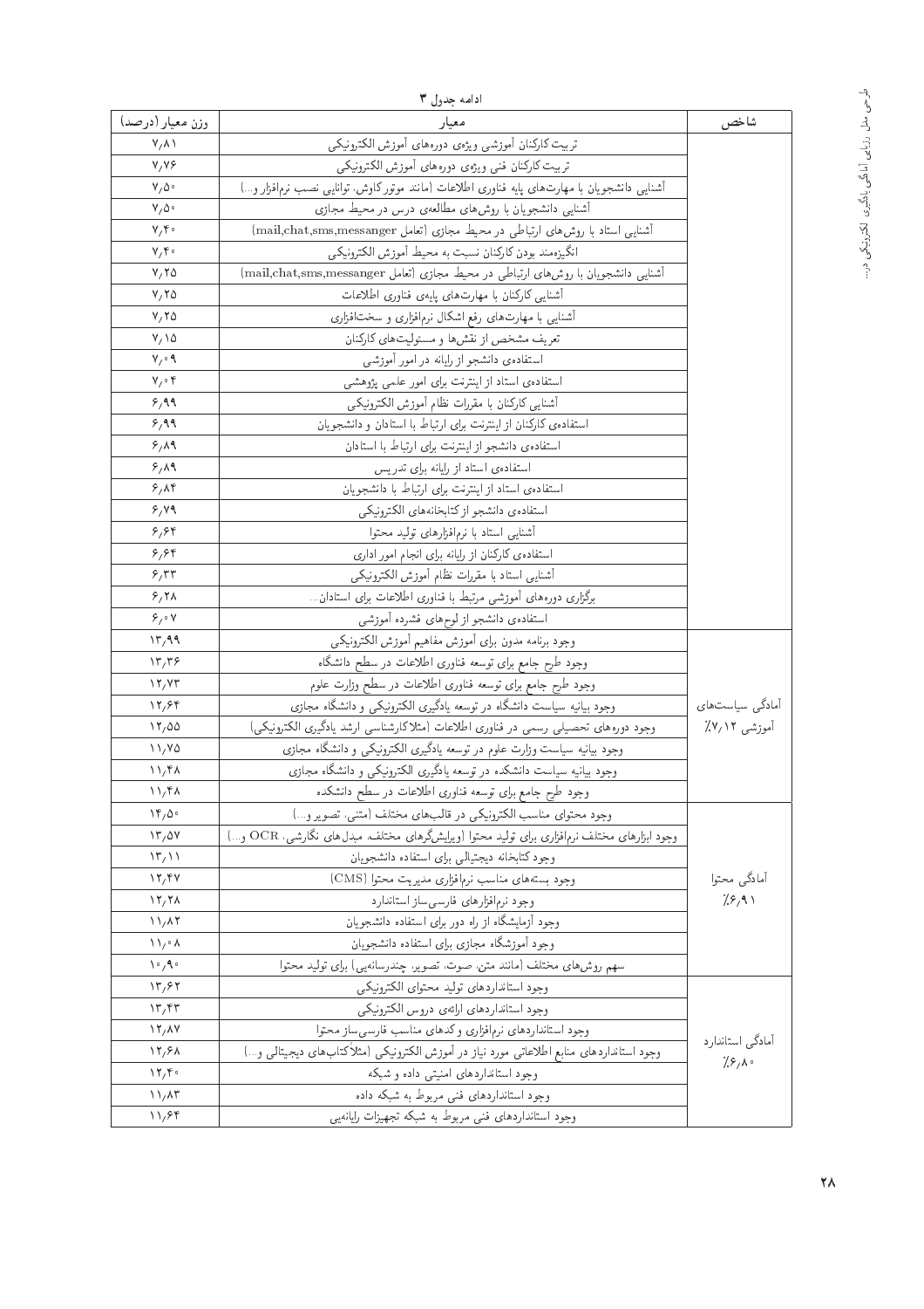ادامه جدول ۳

| شاخص | معیار | وزن معیار (درصد) |
| --- | --- | --- |
| | تربیت کارکنان آموزشی ویژه‌ی دوره‌های آموزش الکترونیکی | ۷٫۸۱ |
| | تربیت کارکنان فنی ویژه‌ی دوره‌های آموزش الکترونیکی | ۷٫۷۶ |
| | آشنایی دانشجویان با مهارت‌های پایه فناوری اطلاعات (مانند موتورکاوش، توانایی نصب نرم‌افزار و...) | ۷٫۵۰ |
| | آشنایی دانشجویان با روش‌های مطالعه‌ی درس در محیط مجازی | ۷٫۵۰ |
| | آشنایی استاد با روش‌های ارتباطی در محیط مجازی (تعامل mail,chat,sms,messanger) | ۷٫۴۰ |
| | انگیزه‌مند بودن کارکنان نسبت به محیط آموزش الکترونیکی | ۷٫۴۰ |
| | آشنایی دانشجویان با روش‌های ارتباطی در محیط مجازی (تعامل mail,chat,sms,messanger) | ۷٫۲۵ |
| | آشنایی کارکنان با مهارت‌های پایه‌ی فناوری اطلاعات | ۷٫۲۵ |
| | آشنایی با مهارت‌های رفع اشکال نرم‌افزاری و سخت‌افزاری | ۷٫۲۵ |
| | تعریف مشخص از نقش‌ها و مسئولیت‌های کارکنان | ۷٫۱۵ |
| | استفاده‌ی دانشجو از رایانه در امور آموزشی | ۷٫۰۹ |
| | استفاده‌ی استاد از اینترنت برای امور علمی پژوهشی | ۷٫۰۴ |
| | آشنایی کارکنان با مقررات نظام آموزش الکترونیکی | ۶٫۹۹ |
| | استفاده‌ی کارکنان از اینترنت برای ارتباط با استادان و دانشجویان | ۶٫۹۹ |
| | استفاده‌ی دانشجو از اینترنت برای ارتباط با استادان | ۶٫۸۹ |
| | استفاده‌ی استاد از رایانه برای تدریس | ۶٫۸۹ |
| | استفاده‌ی استاد از اینترنت برای ارتباط با دانشجویان | ۶٫۸۴ |
| | استفاده‌ی دانشجو از کتابخانه‌های الکترونیکی | ۶٫۷۹ |
| | آشنایی استاد با نرم‌افزارهای تولید محتوا | ۶٫۶۴ |
| | استفاده‌ی کارکنان از رایانه برای انجام امور اداری | ۶٫۶۴ |
| | آشنایی استاد با مقررات نظام آموزش الکترونیکی | ۶٫۳۳ |
| | برگزاری دوره‌های آموزشی مرتبط با فناوری اطلاعات برای استادان... | ۶٫۲۸ |
| | استفاده‌ی دانشجو از لوح‌های فشرده آموزشی | ۶٫۰۷ |
| آمادگی سیاست‌های آموزشی ٪۷٫۱۲ | وجود برنامه مدون برای آموزش مفاهیم آموزش الکترونیکی | ۱۳٫۹۹ |
| | وجود طرح جامع برای توسعه فناوری اطلاعات در سطح دانشگاه | ۱۳٫۳۶ |
| | وجود طرح جامع برای توسعه فناوری اطلاعات در سطح وزارت علوم | ۱۲٫۷۳ |
| | وجود بیانیه سیاست دانشگاه در توسعه یادگیری الکترونیکی و دانشگاه مجازی | ۱۲٫۶۴ |
| | وجود دوره‌های تحصیلی رسمی در فناوری اطلاعات (مثلاکارشناسی ارشد یادگیری الکترونیکی) | ۱۲٫۵۵ |
| | وجود بیانیه سیاست وزارت علوم در توسعه یادگیری الکترونیکی و دانشگاه مجازی | ۱۱٫۷۵ |
| | وجود بیانیه سیاست دانشکده در توسعه یادگیری الکترونیکی و دانشگاه مجازی | ۱۱٫۴۸ |
| | وجود طرح جامع برای توسعه فناوری اطلاعات در سطح دانشکده | ۱۱٫۴۸ |
| آمادگی محتوا ٪۶٫۹۱ | وجود محتوای مناسب الکترونیکی در قالب‌های مختلف (متنی، تصویر و...) | ۱۴٫۵۰ |
| | وجود ابزارهای مختلف نرم‌افزاری برای تولید محتوا (ویرایش‌گرهای مختلف، مبدل‌های نگارشی، OCR و...) | ۱۳٫۵۷ |
| | وجود کتابخانه دیجیتالی برای استفاده دانشجویان | ۱۳٫۱۱ |
| | وجود بسته‌های مناسب نرم‌افزاری مدیریت محتوا (CMS) | ۱۲٫۴۷ |
| | وجود نرم‌افزارهای فارسی‌ساز استاندارد | ۱۲٫۲۸ |
| | وجود آزمایشگاه از راه دور برای استفاده دانشجویان | ۱۱٫۸۲ |
| | وجود آموزشگاه مجازی برای استفاده دانشجویان | ۱۱٫۰۸ |
| | سهم روش‌های مختلف (مانند متن، صوت، تصویر، چندرسانه‌یی) برای تولید محتوا | ۱۰٫۹۰ |
| آمادگی استاندارد ٪۶٫۸۰ | وجود استانداردهای تولید محتوای الکترونیکی | ۱۳٫۶۲ |
| | وجود استانداردهای ارائه‌ی دروس الکترونیکی | ۱۳٫۴۳ |
| | وجود استانداردهای نرم‌افزاری و کدهای مناسب فارسی‌ساز محتوا | ۱۲٫۸۷ |
| | وجود استانداردهای منابع اطلاعاتی مورد نیاز در آموزش الکترونیکی (مثلاکتاب‌های دیجیتالی و...) | ۱۲٫۶۸ |
| | وجود استانداردهای امنیتی داده و شبکه | ۱۲٫۴۰ |
| | وجود استانداردهای فنی مربوط به شبکه داده | ۱۱٫۸۳ |
| | وجود استانداردهای فنی مربوط به شبکه تجهیزات رایانه‌یی | ۱۱٫۶۴ |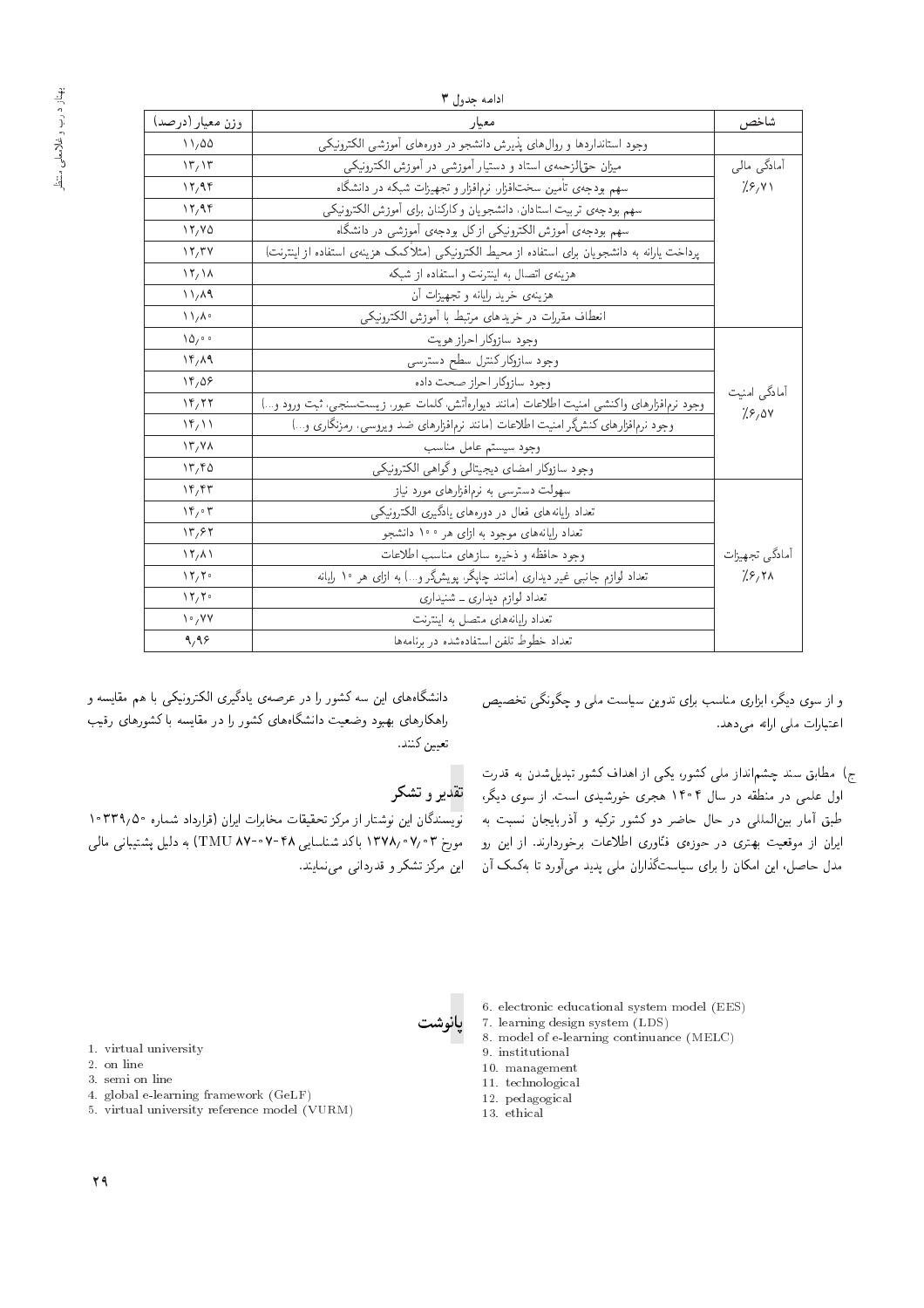ادامه جدول ۳

| شاخص | معیار | وزن معیار (درصد) |
|---|---|---|
| | وجود استانداردها و روال‌های پذیرش دانشجو در دوره‌های آموزشی الکترونیکی | ۱۱٫۵۵ |
| آمادگی مالی ٪۶٫۷۱ | میزان حق‌الزحمه‌ی استاد و دستیار آموزشی در آموزش الکترونیکی | ۱۳٫۱۳ |
| | سهم بودجه‌ی تأمین سخت‌افزار، نرم‌افزار و تجهیزات شبکه در دانشگاه | ۱۲٫۹۴ |
| | سهم بودجه‌ی تربیت استادان، دانشجویان و کارکنان برای آموزش الکترونیکی | ۱۲٫۹۴ |
| | سهم بودجه‌ی آموزش الکترونیکی از کل بودجه‌ی آموزشی در دانشگاه | ۱۲٫۷۵ |
| | پرداخت یارانه به دانشجویان برای استفاده از محیط الکترونیکی (مثلاً کمک هزینه‌ی استفاده از اینترنت) | ۱۲٫۳۷ |
| | هزینه‌ی اتصال به اینترنت و استفاده از شبکه | ۱۲٫۱۸ |
| | هزینه‌ی خرید رایانه و تجهیزات آن | ۱۱٫۸۹ |
| | انعطاف مقررات در خریدهای مرتبط با آموزش الکترونیکی | ۱۱٫۸۰ |
| آمادگی امنیت ٪۶٫۵۷ | وجود سازوکار احراز هویت | ۱۵٫۰۰ |
| | وجود سازوکار کنترل سطح دسترسی | ۱۴٫۸۹ |
| | وجود سازوکار احراز صحت داده | ۱۴٫۵۶ |
| | وجود نرم‌افزارهای واکنشی امنیت اطلاعات (مانند دیواره‌آتش، کلمات عبور، زیست‌سنجی، ثبت ورود و...) | ۱۴٫۲۲ |
| | وجود نرم‌افزارهای کنش‌گر امنیت اطلاعات (مانند نرم‌افزارهای ضد ویروسی، رمزنگاری و...) | ۱۴٫۱۱ |
| | وجود سیستم عامل مناسب | ۱۳٫۷۸ |
| | وجود سازوکار امضای دیجیتالی و گواهی الکترونیکی | ۱۳٫۴۵ |
| آمادگی تجهیزات ٪۶٫۲۸ | سهولت دسترسی به نرم‌افزارهای مورد نیاز | ۱۴٫۴۳ |
| | تعداد رایانه‌های فعال در دوره‌های یادگیری الکترونیکی | ۱۴٫۰۳ |
| | تعداد رایانه‌های موجود به ازای هر ۱۰۰ دانشجو | ۱۳٫۶۲ |
| | وجود حافظه و ذخیره سازهای مناسب اطلاعات | ۱۲٫۸۱ |
| | تعداد لوازم جانبی غیر دیداری (مانند چاپگر، پویش‌گر و...) به ازای هر ۱۰ رایانه | ۱۲٫۲۰ |
| | تعداد لوازم دیداری ـ شنیداری | ۱۲٫۲۰ |
| | تعداد رایانه‌های متصل به اینترنت | ۱۰٫۷۷ |
| | تعداد خطوط تلفن استفاده‌شده در برنامه‌ها | ۹٫۹۶ |

و از سوی دیگر، ابزاری مناسب برای تدوین سیاست ملی و چگونگی تخصیص اعتبارات ملی ارائه می‌دهد.

ج) مطابق سند چشم‌انداز ملی کشور، یکی از اهداف کشور تبدیل‌شدن به قدرت اول علمی در منطقه در سال ۱۴۰۴ هجری خورشیدی است. از سوی دیگر، طبق آمار بین‌المللی در حال حاضر دو کشور ترکیه و آذربایجان نسبت به ایران از موقعیت بهتری در حوزه‌ی فنّاوری اطلاعات برخوردارند. از این رو مدل حاصل، این امکان را برای سیاست‌گذاران ملی پدید می‌آورد تا به‌کمک آن دانشگاه‌های این سه کشور را در عرصه‌ی یادگیری الکترونیکی با هم مقایسه و راهکارهای بهبود وضعیت دانشگاه‌های کشور را در مقایسه با کشورهای رقیب تعیین کنند.

## تقدیر و تشکر

نویسندگان این نوشتار از مرکز تحقیقات مخابرات ایران (قرارداد شماره ۱۰۳۳۹٫۵۰ مورخ ۱۳۷۸٫۰۷٫۰۳ با کد شناسایی TMU ۸۷-۰۷-۴۸) به دلیل پشتیبانی مالی این مرکز تشکر و قدردانی می‌نمایند.

## پانوشت

1. virtual university
2. on line
3. semi on line
4. global e-learning framework (GeLF)
5. virtual university reference model (VURM)
6. electronic educational system model (EES)
7. learning design system (LDS)
8. model of e-learning continuance (MELC)
9. institutional
10. management
11. technological
12. pedagogical
13. ethical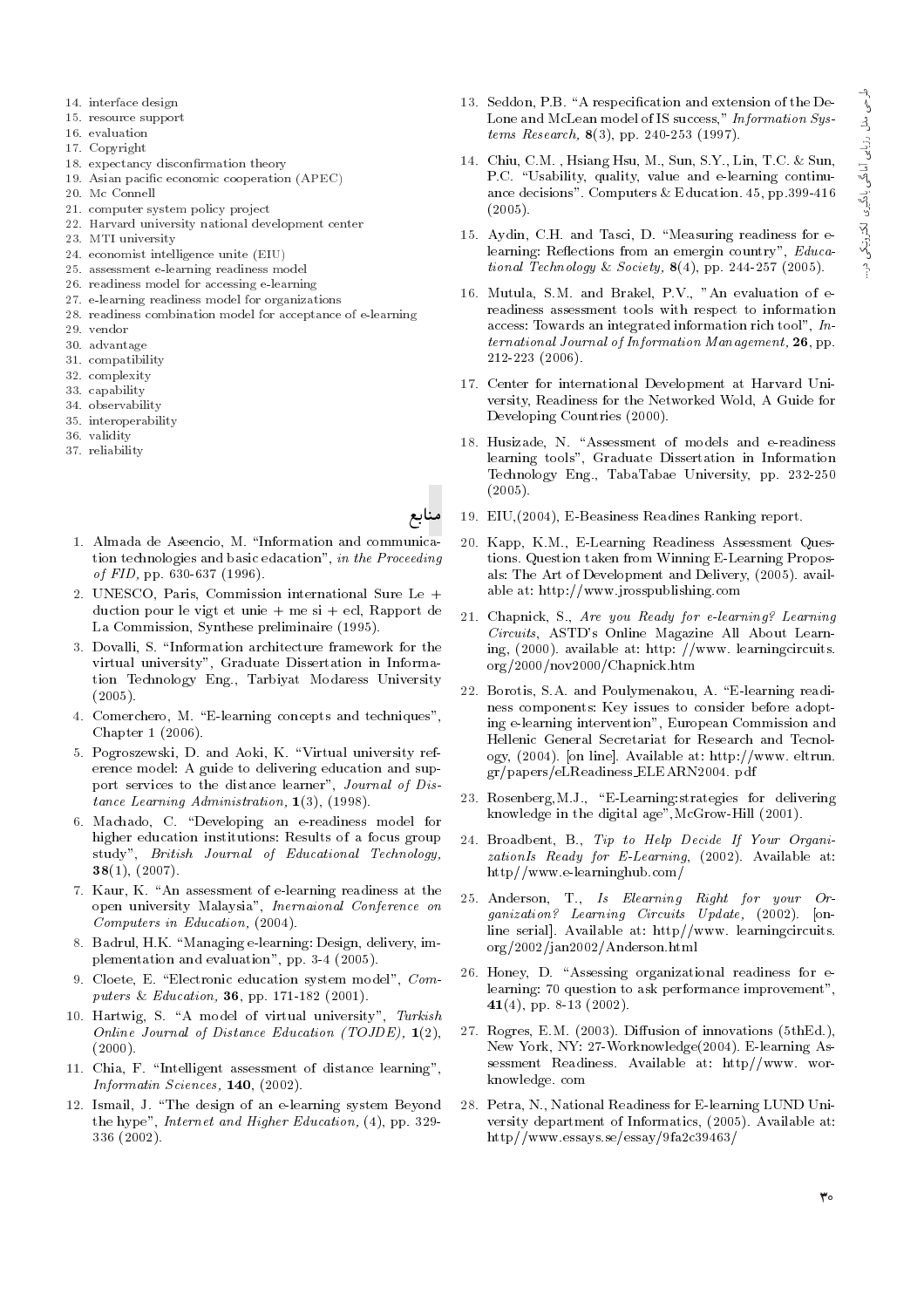14. interface design
15. resource support
16. evaluation
17. Copyright
18. expectancy disconfirmation theory
19. Asian pacific economic cooperation (APEC)
20. Mc Connell
21. computer system policy project
22. Harvard university national development center
23. MTI university
24. economist intelligence unite (EIU)
25. assessment e-learning readiness model
26. readiness model for accessing e-learning
27. e-learning readiness model for organizations
28. readiness combination model for acceptance of e-learning
29. vendor
30. advantage
31. compatibility
32. complexity
33. capability
34. observability
35. interoperability
36. validity
37. reliability

## منابع

1. Almada de Aseencio, M. "Information and communication technologies and basic edacation", *in the Proceeding of FID,* pp. 630-637 (1996).
2. UNESCO, Paris, Commission international Sure Le + duction pour le vigt et unie + me si + ecl, Rapport de La Commission, Synthese preliminaire (1995).
3. Dovalli, S. "Information architecture framework for the virtual university", Graduate Dissertation in Information Technology Eng., Tarbiyat Modaress University (2005).
4. Comerchero, M. "E-learning concepts and techniques", Chapter 1 (2006).
5. Pogroszewski, D. and Aoki, K. "Virtual university reference model: A guide to delivering education and support services to the distance learner", *Journal of Distance Learning Administration,* **1**(3), (1998).
6. Machado, C. "Developing an e-readiness model for higher education institutions: Results of a focus group study", *British Journal of Educational Technology,* **38**(1), (2007).
7. Kaur, K. "An assessment of e-learning readiness at the open university Malaysia", *Inernaional Conference on Computers in Education,* (2004).
8. Badrul, H.K. "Managing e-learning: Design, delivery, implementation and evaluation", pp. 3-4 (2005).
9. Cloete, E. "Electronic education system model", *Computers & Education,* **36**, pp. 171-182 (2001).
10. Hartwig, S. "A model of virtual university", *Turkish Online Journal of Distance Education (TOJDE),* **1**(2), (2000).
11. Chia, F. "Intelligent assessment of distance learning", *Informatin Sciences,* **140**, (2002).
12. Ismail, J. "The design of an e-learning system Beyond the hype", *Internet and Higher Education,* (4), pp. 329-336 (2002).
13. Seddon, P.B. "A respecification and extension of the DeLone and McLean model of IS success," *Information Systems Research,* **8**(3), pp. 240-253 (1997).
14. Chiu, C.M. , Hsiang Hsu, M., Sun, S.Y., Lin, T.C. & Sun, P.C. "Usability, quality, value and e-learning continuance decisions". Computers & Education. 45, pp.399-416 (2005).
15. Aydin, C.H. and Tasci, D. "Measuring readiness for e-learning: Reflections from an emergin country", *Educational Technology & Society,* **8**(4), pp. 244-257 (2005).
16. Mutula, S.M. and Brakel, P.V., "An evaluation of e-readiness assessment tools with respect to information access: Towards an integrated information rich tool", *International Journal of Information Management,* **26**, pp. 212-223 (2006).
17. Center for international Development at Harvard University, Readiness for the Networked Wold, A Guide for Developing Countries (2000).
18. Husizade, N. "Assessment of models and e-readiness learning tools", Graduate Dissertation in Information Technology Eng., TabaTabae University, pp. 232-250 (2005).
19. EIU,(2004), E-Beasiness Readines Ranking report.
20. Kapp, K.M., E-Learning Readiness Assessment Questions. Question taken from Winning E-Learning Proposals: The Art of Development and Delivery, (2005). available at: http://www.jrosspublishing.com
21. Chapnick, S., *Are you Ready for e-learning? Learning Circuits*, ASTD's Online Magazine All About Learning, (2000). available at: http: //www. learningcircuits. org/2000/nov2000/Chapnick.htm
22. Borotis, S.A. and Poulymenakou, A. "E-learning readiness components: Key issues to consider before adopting e-learning intervention", European Commission and Hellenic General Secretariat for Research and Tecnology, (2004). [on line]. Available at: http://www. eltrun. gr/papers/eLReadiness_ELEARN2004. pdf
23. Rosenberg,M.J., "E-Learning:strategies for delivering knowledge in the digital age",McGrow-Hill (2001).
24. Broadbent, B., *Tip to Help Decide If Your OrganizationIs Ready for E-Learning*, (2002). Available at: http//www.e-learninghub.com/
25. Anderson, T., *Is Elearning Right for your Organization? Learning Circuits Update,* (2002). [online serial]. Available at: http//www. learningcircuits. org/2002/jan2002/Anderson.html
26. Honey, D. "Assessing organizational readiness for e-learning: 70 question to ask performance improvement", **41**(4), pp. 8-13 (2002).
27. Rogres, E.M. (2003). Diffusion of innovations (5thEd.), New York, NY: 27-Worknowledge(2004). E-learning Assessment Readiness. Available at: http//www. worknowledge. com
28. Petra, N., National Readiness for E-learning LUND University department of Informatics, (2005). Available at: http//www.essays.se/essay/9fa2c39463/